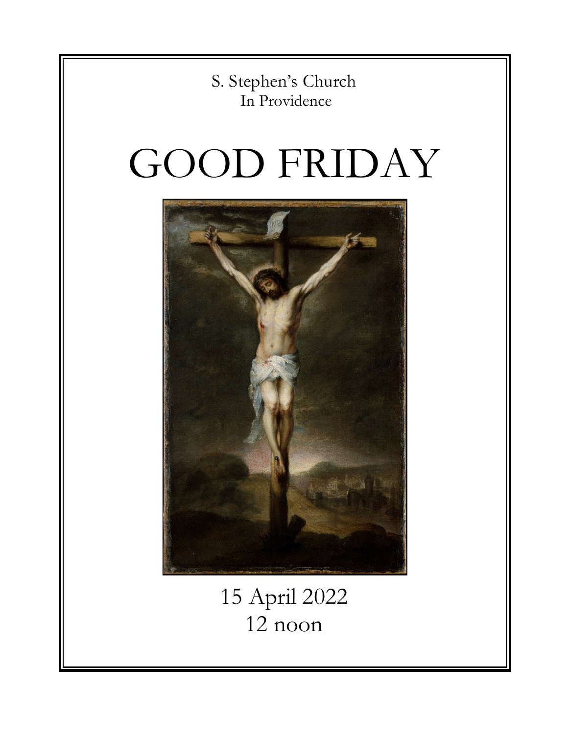S. Stephen's Church
In Providence

# GOOD FRIDAY

15 April 2022
12 noon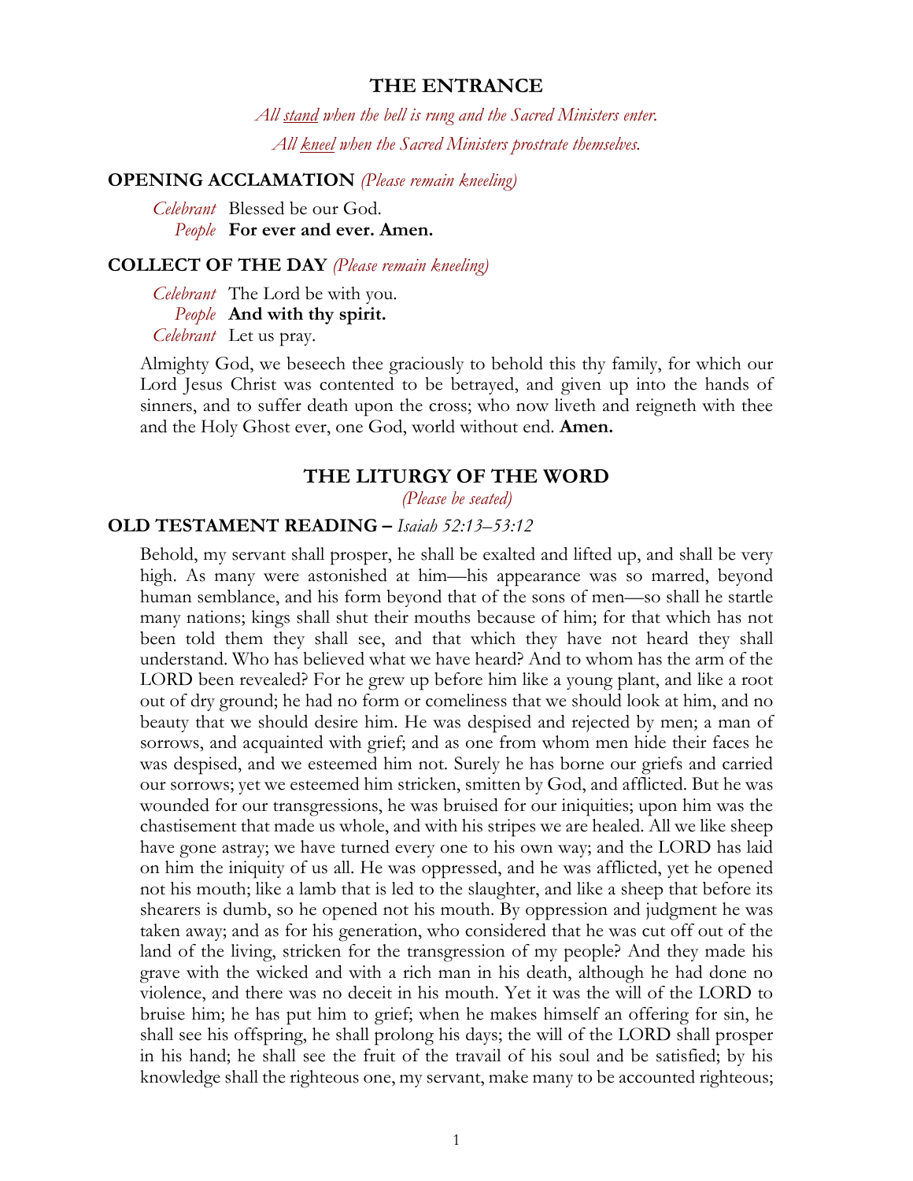## THE ENTRANCE

*All stand when the bell is rung and the Sacred Ministers enter.*

*All kneel when the Sacred Ministers prostrate themselves.*

### OPENING ACCLAMATION *(Please remain kneeling)*

*Celebrant* Blessed be our God.
*People* **For ever and ever. Amen.**

### COLLECT OF THE DAY *(Please remain kneeling)*

*Celebrant* The Lord be with you.
*People* **And with thy spirit.**
*Celebrant* Let us pray.

Almighty God, we beseech thee graciously to behold this thy family, for which our Lord Jesus Christ was contented to be betrayed, and given up into the hands of sinners, and to suffer death upon the cross; who now liveth and reigneth with thee and the Holy Ghost ever, one God, world without end. **Amen.**

## THE LITURGY OF THE WORD

*(Please be seated)*

### OLD TESTAMENT READING – *Isaiah 52:13–53:12*

Behold, my servant shall prosper, he shall be exalted and lifted up, and shall be very high. As many were astonished at him—his appearance was so marred, beyond human semblance, and his form beyond that of the sons of men—so shall he startle many nations; kings shall shut their mouths because of him; for that which has not been told them they shall see, and that which they have not heard they shall understand. Who has believed what we have heard? And to whom has the arm of the LORD been revealed? For he grew up before him like a young plant, and like a root out of dry ground; he had no form or comeliness that we should look at him, and no beauty that we should desire him. He was despised and rejected by men; a man of sorrows, and acquainted with grief; and as one from whom men hide their faces he was despised, and we esteemed him not. Surely he has borne our griefs and carried our sorrows; yet we esteemed him stricken, smitten by God, and afflicted. But he was wounded for our transgressions, he was bruised for our iniquities; upon him was the chastisement that made us whole, and with his stripes we are healed. All we like sheep have gone astray; we have turned every one to his own way; and the LORD has laid on him the iniquity of us all. He was oppressed, and he was afflicted, yet he opened not his mouth; like a lamb that is led to the slaughter, and like a sheep that before its shearers is dumb, so he opened not his mouth. By oppression and judgment he was taken away; and as for his generation, who considered that he was cut off out of the land of the living, stricken for the transgression of my people? And they made his grave with the wicked and with a rich man in his death, although he had done no violence, and there was no deceit in his mouth. Yet it was the will of the LORD to bruise him; he has put him to grief; when he makes himself an offering for sin, he shall see his offspring, he shall prolong his days; the will of the LORD shall prosper in his hand; he shall see the fruit of the travail of his soul and be satisfied; by his knowledge shall the righteous one, my servant, make many to be accounted righteous;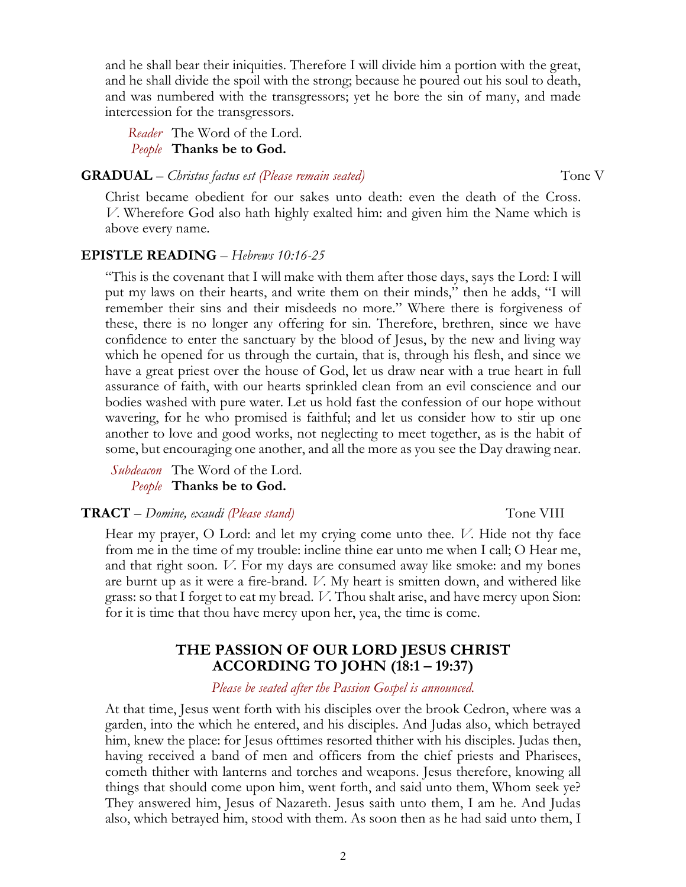and he shall bear their iniquities. Therefore I will divide him a portion with the great, and he shall divide the spoil with the strong; because he poured out his soul to death, and was numbered with the transgressors; yet he bore the sin of many, and made intercession for the transgressors.

*Reader* The Word of the Lord.
*People* **Thanks be to God.**

**GRADUAL** – *Christus factus est (Please remain seated)* Tone V

Christ became obedient for our sakes unto death: even the death of the Cross. *V*. Wherefore God also hath highly exalted him: and given him the Name which is above every name.

**EPISTLE READING** – *Hebrews 10:16-25*

"This is the covenant that I will make with them after those days, says the Lord: I will put my laws on their hearts, and write them on their minds," then he adds, "I will remember their sins and their misdeeds no more." Where there is forgiveness of these, there is no longer any offering for sin. Therefore, brethren, since we have confidence to enter the sanctuary by the blood of Jesus, by the new and living way which he opened for us through the curtain, that is, through his flesh, and since we have a great priest over the house of God, let us draw near with a true heart in full assurance of faith, with our hearts sprinkled clean from an evil conscience and our bodies washed with pure water. Let us hold fast the confession of our hope without wavering, for he who promised is faithful; and let us consider how to stir up one another to love and good works, not neglecting to meet together, as is the habit of some, but encouraging one another, and all the more as you see the Day drawing near.

*Subdeacon* The Word of the Lord.
*People* **Thanks be to God.**

**TRACT** – *Domine, exaudi (Please stand)* Tone VIII

Hear my prayer, O Lord: and let my crying come unto thee. *V*. Hide not thy face from me in the time of my trouble: incline thine ear unto me when I call; O Hear me, and that right soon. *V*. For my days are consumed away like smoke: and my bones are burnt up as it were a fire-brand. *V*. My heart is smitten down, and withered like grass: so that I forget to eat my bread. *V*. Thou shalt arise, and have mercy upon Sion: for it is time that thou have mercy upon her, yea, the time is come.

## THE PASSION OF OUR LORD JESUS CHRIST ACCORDING TO JOHN (18:1 – 19:37)

*Please be seated after the Passion Gospel is announced.*

At that time, Jesus went forth with his disciples over the brook Cedron, where was a garden, into the which he entered, and his disciples. And Judas also, which betrayed him, knew the place: for Jesus ofttimes resorted thither with his disciples. Judas then, having received a band of men and officers from the chief priests and Pharisees, cometh thither with lanterns and torches and weapons. Jesus therefore, knowing all things that should come upon him, went forth, and said unto them, Whom seek ye? They answered him, Jesus of Nazareth. Jesus saith unto them, I am he. And Judas also, which betrayed him, stood with them. As soon then as he had said unto them, I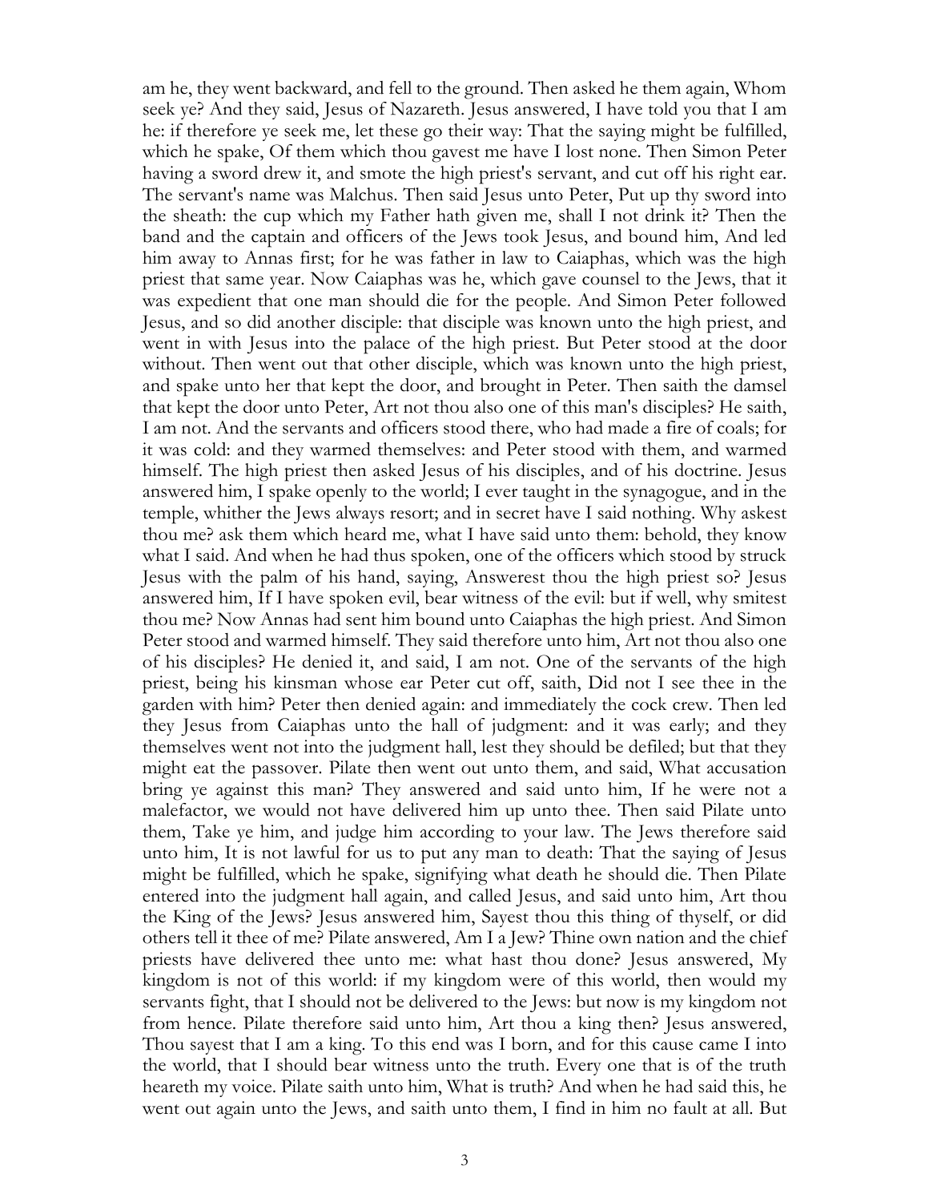am he, they went backward, and fell to the ground. Then asked he them again, Whom seek ye? And they said, Jesus of Nazareth. Jesus answered, I have told you that I am he: if therefore ye seek me, let these go their way: That the saying might be fulfilled, which he spake, Of them which thou gavest me have I lost none. Then Simon Peter having a sword drew it, and smote the high priest's servant, and cut off his right ear. The servant's name was Malchus. Then said Jesus unto Peter, Put up thy sword into the sheath: the cup which my Father hath given me, shall I not drink it? Then the band and the captain and officers of the Jews took Jesus, and bound him, And led him away to Annas first; for he was father in law to Caiaphas, which was the high priest that same year. Now Caiaphas was he, which gave counsel to the Jews, that it was expedient that one man should die for the people. And Simon Peter followed Jesus, and so did another disciple: that disciple was known unto the high priest, and went in with Jesus into the palace of the high priest. But Peter stood at the door without. Then went out that other disciple, which was known unto the high priest, and spake unto her that kept the door, and brought in Peter. Then saith the damsel that kept the door unto Peter, Art not thou also one of this man's disciples? He saith, I am not. And the servants and officers stood there, who had made a fire of coals; for it was cold: and they warmed themselves: and Peter stood with them, and warmed himself. The high priest then asked Jesus of his disciples, and of his doctrine. Jesus answered him, I spake openly to the world; I ever taught in the synagogue, and in the temple, whither the Jews always resort; and in secret have I said nothing. Why askest thou me? ask them which heard me, what I have said unto them: behold, they know what I said. And when he had thus spoken, one of the officers which stood by struck Jesus with the palm of his hand, saying, Answerest thou the high priest so? Jesus answered him, If I have spoken evil, bear witness of the evil: but if well, why smitest thou me? Now Annas had sent him bound unto Caiaphas the high priest. And Simon Peter stood and warmed himself. They said therefore unto him, Art not thou also one of his disciples? He denied it, and said, I am not. One of the servants of the high priest, being his kinsman whose ear Peter cut off, saith, Did not I see thee in the garden with him? Peter then denied again: and immediately the cock crew. Then led they Jesus from Caiaphas unto the hall of judgment: and it was early; and they themselves went not into the judgment hall, lest they should be defiled; but that they might eat the passover. Pilate then went out unto them, and said, What accusation bring ye against this man? They answered and said unto him, If he were not a malefactor, we would not have delivered him up unto thee. Then said Pilate unto them, Take ye him, and judge him according to your law. The Jews therefore said unto him, It is not lawful for us to put any man to death: That the saying of Jesus might be fulfilled, which he spake, signifying what death he should die. Then Pilate entered into the judgment hall again, and called Jesus, and said unto him, Art thou the King of the Jews? Jesus answered him, Sayest thou this thing of thyself, or did others tell it thee of me? Pilate answered, Am I a Jew? Thine own nation and the chief priests have delivered thee unto me: what hast thou done? Jesus answered, My kingdom is not of this world: if my kingdom were of this world, then would my servants fight, that I should not be delivered to the Jews: but now is my kingdom not from hence. Pilate therefore said unto him, Art thou a king then? Jesus answered, Thou sayest that I am a king. To this end was I born, and for this cause came I into the world, that I should bear witness unto the truth. Every one that is of the truth heareth my voice. Pilate saith unto him, What is truth? And when he had said this, he went out again unto the Jews, and saith unto them, I find in him no fault at all. But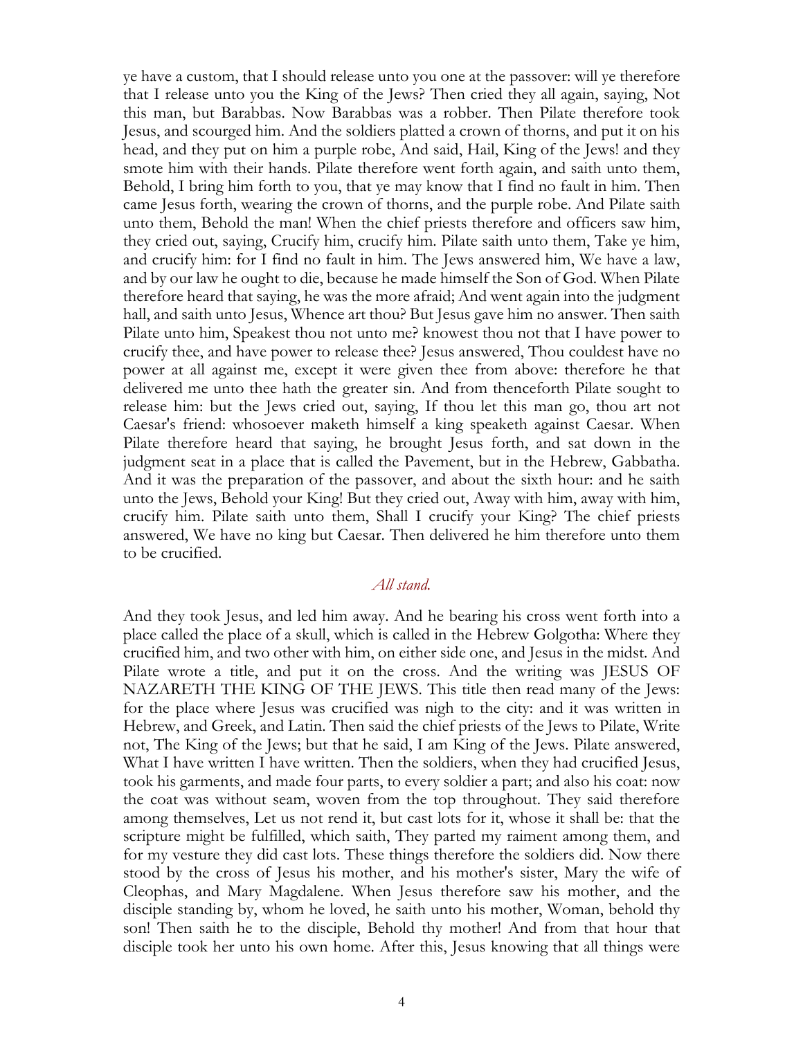ye have a custom, that I should release unto you one at the passover: will ye therefore that I release unto you the King of the Jews? Then cried they all again, saying, Not this man, but Barabbas. Now Barabbas was a robber. Then Pilate therefore took Jesus, and scourged him. And the soldiers platted a crown of thorns, and put it on his head, and they put on him a purple robe, And said, Hail, King of the Jews! and they smote him with their hands. Pilate therefore went forth again, and saith unto them, Behold, I bring him forth to you, that ye may know that I find no fault in him. Then came Jesus forth, wearing the crown of thorns, and the purple robe. And Pilate saith unto them, Behold the man! When the chief priests therefore and officers saw him, they cried out, saying, Crucify him, crucify him. Pilate saith unto them, Take ye him, and crucify him: for I find no fault in him. The Jews answered him, We have a law, and by our law he ought to die, because he made himself the Son of God. When Pilate therefore heard that saying, he was the more afraid; And went again into the judgment hall, and saith unto Jesus, Whence art thou? But Jesus gave him no answer. Then saith Pilate unto him, Speakest thou not unto me? knowest thou not that I have power to crucify thee, and have power to release thee? Jesus answered, Thou couldest have no power at all against me, except it were given thee from above: therefore he that delivered me unto thee hath the greater sin. And from thenceforth Pilate sought to release him: but the Jews cried out, saying, If thou let this man go, thou art not Caesar's friend: whosoever maketh himself a king speaketh against Caesar. When Pilate therefore heard that saying, he brought Jesus forth, and sat down in the judgment seat in a place that is called the Pavement, but in the Hebrew, Gabbatha. And it was the preparation of the passover, and about the sixth hour: and he saith unto the Jews, Behold your King! But they cried out, Away with him, away with him, crucify him. Pilate saith unto them, Shall I crucify your King? The chief priests answered, We have no king but Caesar. Then delivered he him therefore unto them to be crucified.

*All stand.*

And they took Jesus, and led him away. And he bearing his cross went forth into a place called the place of a skull, which is called in the Hebrew Golgotha: Where they crucified him, and two other with him, on either side one, and Jesus in the midst. And Pilate wrote a title, and put it on the cross. And the writing was JESUS OF NAZARETH THE KING OF THE JEWS. This title then read many of the Jews: for the place where Jesus was crucified was nigh to the city: and it was written in Hebrew, and Greek, and Latin. Then said the chief priests of the Jews to Pilate, Write not, The King of the Jews; but that he said, I am King of the Jews. Pilate answered, What I have written I have written. Then the soldiers, when they had crucified Jesus, took his garments, and made four parts, to every soldier a part; and also his coat: now the coat was without seam, woven from the top throughout. They said therefore among themselves, Let us not rend it, but cast lots for it, whose it shall be: that the scripture might be fulfilled, which saith, They parted my raiment among them, and for my vesture they did cast lots. These things therefore the soldiers did. Now there stood by the cross of Jesus his mother, and his mother's sister, Mary the wife of Cleophas, and Mary Magdalene. When Jesus therefore saw his mother, and the disciple standing by, whom he loved, he saith unto his mother, Woman, behold thy son! Then saith he to the disciple, Behold thy mother! And from that hour that disciple took her unto his own home. After this, Jesus knowing that all things were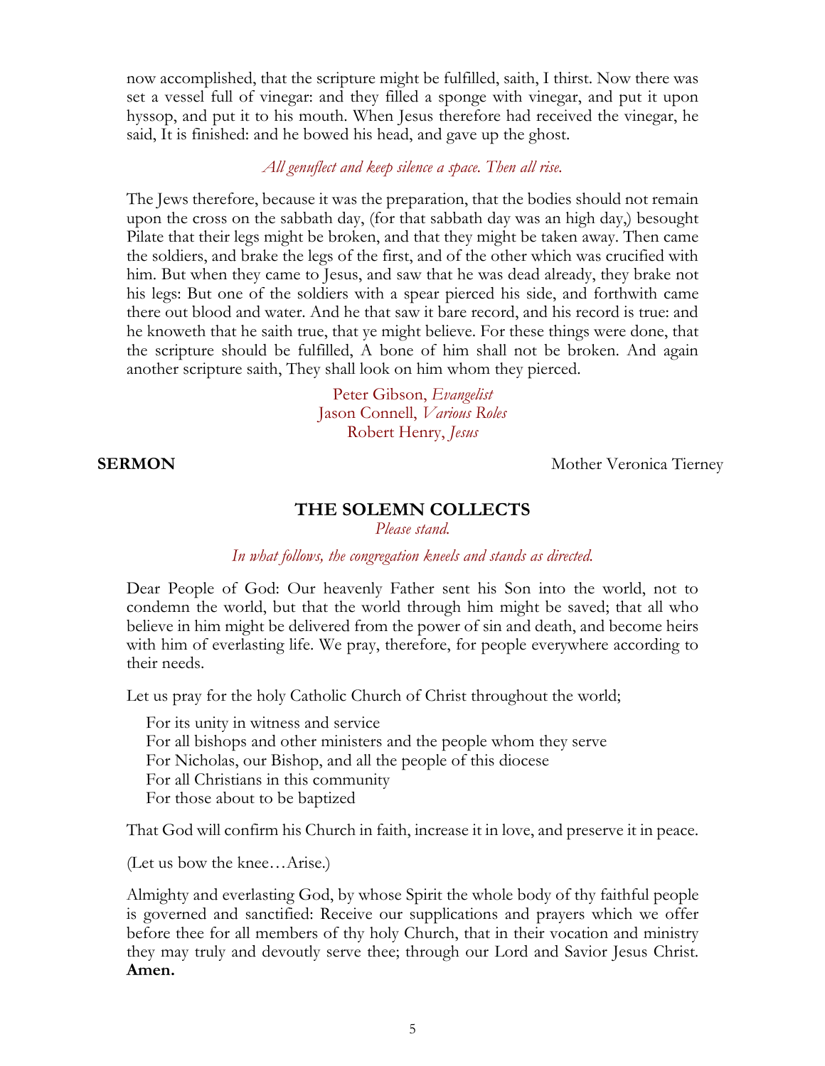now accomplished, that the scripture might be fulfilled, saith, I thirst. Now there was set a vessel full of vinegar: and they filled a sponge with vinegar, and put it upon hyssop, and put it to his mouth. When Jesus therefore had received the vinegar, he said, It is finished: and he bowed his head, and gave up the ghost.

*All genuflect and keep silence a space. Then all rise.*

The Jews therefore, because it was the preparation, that the bodies should not remain upon the cross on the sabbath day, (for that sabbath day was an high day,) besought Pilate that their legs might be broken, and that they might be taken away. Then came the soldiers, and brake the legs of the first, and of the other which was crucified with him. But when they came to Jesus, and saw that he was dead already, they brake not his legs: But one of the soldiers with a spear pierced his side, and forthwith came there out blood and water. And he that saw it bare record, and his record is true: and he knoweth that he saith true, that ye might believe. For these things were done, that the scripture should be fulfilled, A bone of him shall not be broken. And again another scripture saith, They shall look on him whom they pierced.

Peter Gibson, *Evangelist*
Jason Connell, *Various Roles*
Robert Henry, *Jesus*

**SERMON** Mother Veronica Tierney

## THE SOLEMN COLLECTS

*Please stand.*

*In what follows, the congregation kneels and stands as directed.*

Dear People of God: Our heavenly Father sent his Son into the world, not to condemn the world, but that the world through him might be saved; that all who believe in him might be delivered from the power of sin and death, and become heirs with him of everlasting life. We pray, therefore, for people everywhere according to their needs.

Let us pray for the holy Catholic Church of Christ throughout the world;

For its unity in witness and service
For all bishops and other ministers and the people whom they serve
For Nicholas, our Bishop, and all the people of this diocese
For all Christians in this community
For those about to be baptized

That God will confirm his Church in faith, increase it in love, and preserve it in peace.

(Let us bow the knee…Arise.)

Almighty and everlasting God, by whose Spirit the whole body of thy faithful people is governed and sanctified: Receive our supplications and prayers which we offer before thee for all members of thy holy Church, that in their vocation and ministry they may truly and devoutly serve thee; through our Lord and Savior Jesus Christ. **Amen.**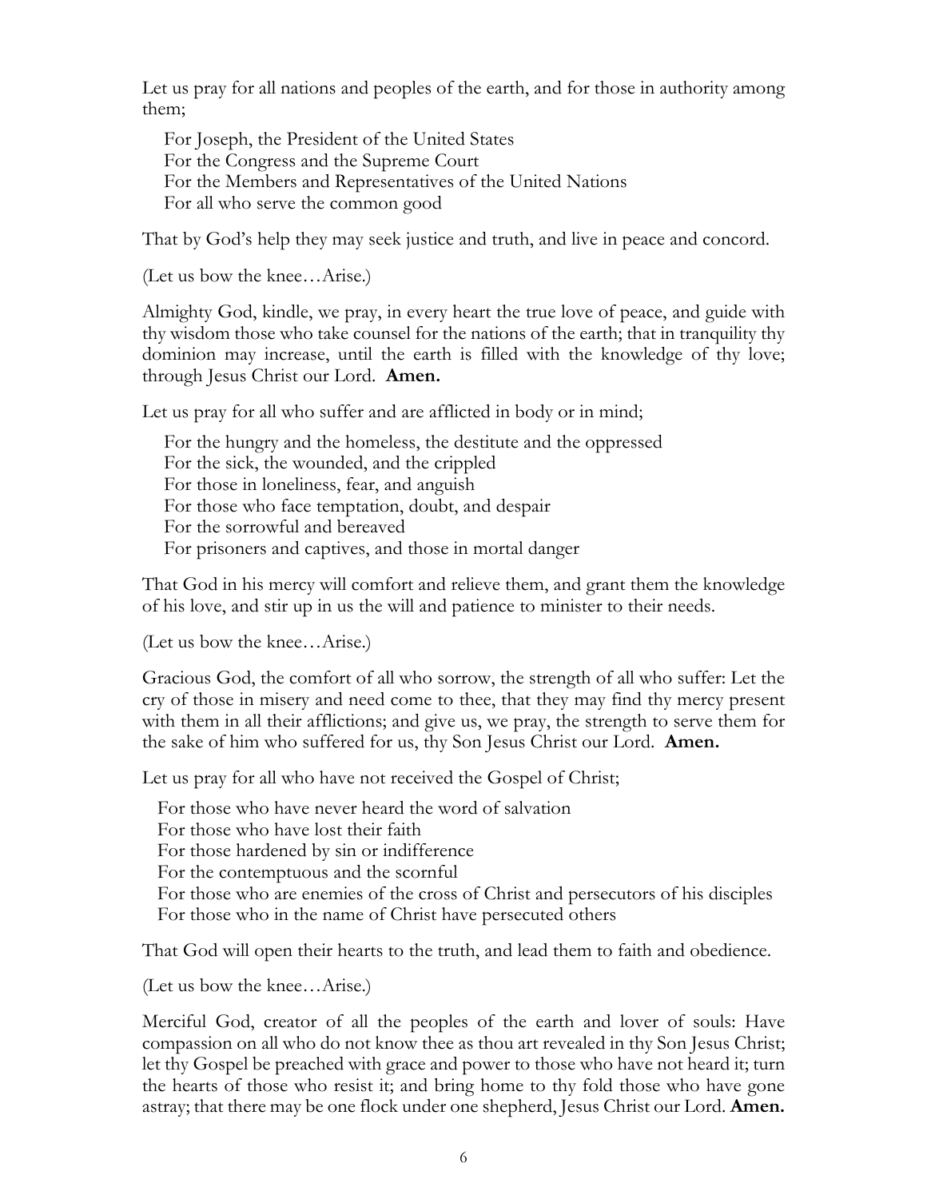Let us pray for all nations and peoples of the earth, and for those in authority among them;

For Joseph, the President of the United States
For the Congress and the Supreme Court
For the Members and Representatives of the United Nations
For all who serve the common good

That by God's help they may seek justice and truth, and live in peace and concord.

(Let us bow the knee…Arise.)

Almighty God, kindle, we pray, in every heart the true love of peace, and guide with thy wisdom those who take counsel for the nations of the earth; that in tranquility thy dominion may increase, until the earth is filled with the knowledge of thy love; through Jesus Christ our Lord. **Amen.**

Let us pray for all who suffer and are afflicted in body or in mind;

For the hungry and the homeless, the destitute and the oppressed
For the sick, the wounded, and the crippled
For those in loneliness, fear, and anguish
For those who face temptation, doubt, and despair
For the sorrowful and bereaved
For prisoners and captives, and those in mortal danger

That God in his mercy will comfort and relieve them, and grant them the knowledge of his love, and stir up in us the will and patience to minister to their needs.

(Let us bow the knee…Arise.)

Gracious God, the comfort of all who sorrow, the strength of all who suffer: Let the cry of those in misery and need come to thee, that they may find thy mercy present with them in all their afflictions; and give us, we pray, the strength to serve them for the sake of him who suffered for us, thy Son Jesus Christ our Lord. **Amen.**

Let us pray for all who have not received the Gospel of Christ;

For those who have never heard the word of salvation
For those who have lost their faith
For those hardened by sin or indifference
For the contemptuous and the scornful
For those who are enemies of the cross of Christ and persecutors of his disciples
For those who in the name of Christ have persecuted others

That God will open their hearts to the truth, and lead them to faith and obedience.

(Let us bow the knee…Arise.)

Merciful God, creator of all the peoples of the earth and lover of souls: Have compassion on all who do not know thee as thou art revealed in thy Son Jesus Christ; let thy Gospel be preached with grace and power to those who have not heard it; turn the hearts of those who resist it; and bring home to thy fold those who have gone astray; that there may be one flock under one shepherd, Jesus Christ our Lord. **Amen.**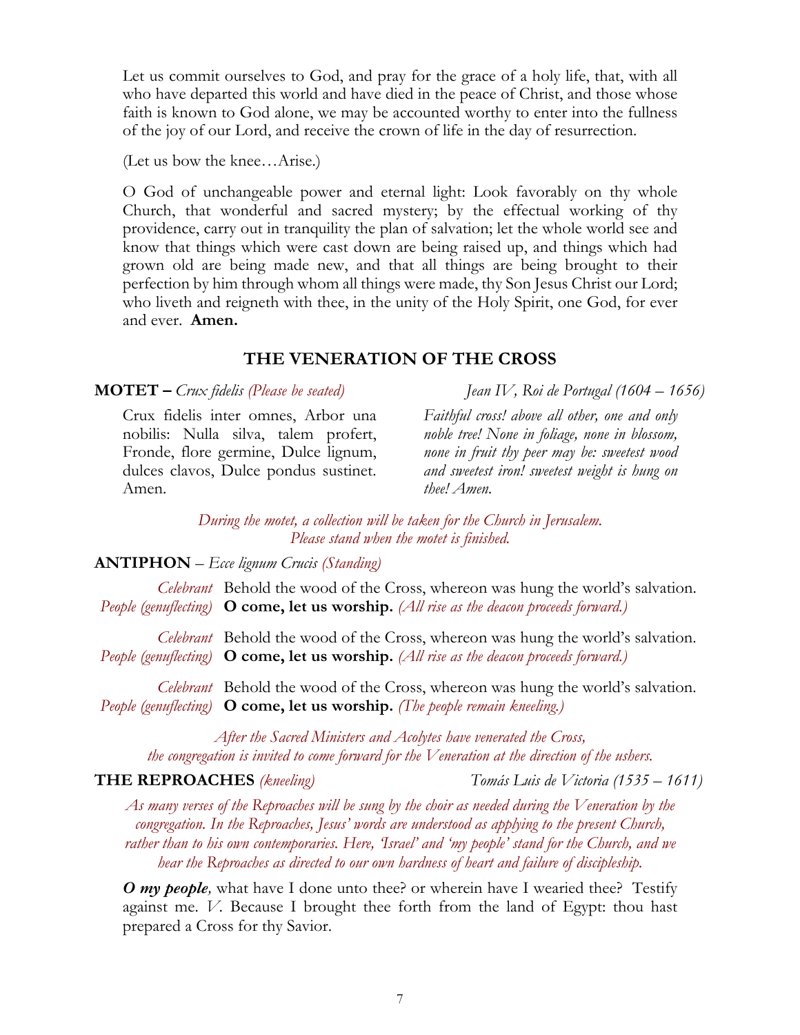Let us commit ourselves to God, and pray for the grace of a holy life, that, with all who have departed this world and have died in the peace of Christ, and those whose faith is known to God alone, we may be accounted worthy to enter into the fullness of the joy of our Lord, and receive the crown of life in the day of resurrection.

(Let us bow the knee…Arise.)

O God of unchangeable power and eternal light: Look favorably on thy whole Church, that wonderful and sacred mystery; by the effectual working of thy providence, carry out in tranquility the plan of salvation; let the whole world see and know that things which were cast down are being raised up, and things which had grown old are being made new, and that all things are being brought to their perfection by him through whom all things were made, thy Son Jesus Christ our Lord; who liveth and reigneth with thee, in the unity of the Holy Spirit, one God, for ever and ever. **Amen.**

## THE VENERATION OF THE CROSS

**MOTET –** *Crux fidelis (Please be seated)* *Jean IV, Roi de Portugal (1604 – 1656)*

Crux fidelis inter omnes, Arbor una nobilis: Nulla silva, talem profert, Fronde, flore germine, Dulce lignum, dulces clavos, Dulce pondus sustinet. Amen.

*Faithful cross! above all other, one and only noble tree! None in foliage, none in blossom, none in fruit thy peer may be: sweetest wood and sweetest iron! sweetest weight is hung on thee! Amen.*

*During the motet, a collection will be taken for the Church in Jerusalem.*
*Please stand when the motet is finished.*

**ANTIPHON** – *Ecce lignum Crucis (Standing)*

*Celebrant* Behold the wood of the Cross, whereon was hung the world's salvation.
*People (genuflecting)* **O come, let us worship.** *(All rise as the deacon proceeds forward.)*

*Celebrant* Behold the wood of the Cross, whereon was hung the world's salvation.
*People (genuflecting)* **O come, let us worship.** *(All rise as the deacon proceeds forward.)*

*Celebrant* Behold the wood of the Cross, whereon was hung the world's salvation.
*People (genuflecting)* **O come, let us worship.** *(The people remain kneeling.)*

*After the Sacred Ministers and Acolytes have venerated the Cross,*
*the congregation is invited to come forward for the Veneration at the direction of the ushers.*

**THE REPROACHES** *(kneeling)* *Tomás Luis de Victoria (1535 – 1611)*

*As many verses of the Reproaches will be sung by the choir as needed during the Veneration by the congregation. In the Reproaches, Jesus' words are understood as applying to the present Church, rather than to his own contemporaries. Here, 'Israel' and 'my people' stand for the Church, and we hear the Reproaches as directed to our own hardness of heart and failure of discipleship.*

***O my people,*** what have I done unto thee? or wherein have I wearied thee? Testify against me. *V.* Because I brought thee forth from the land of Egypt: thou hast prepared a Cross for thy Savior.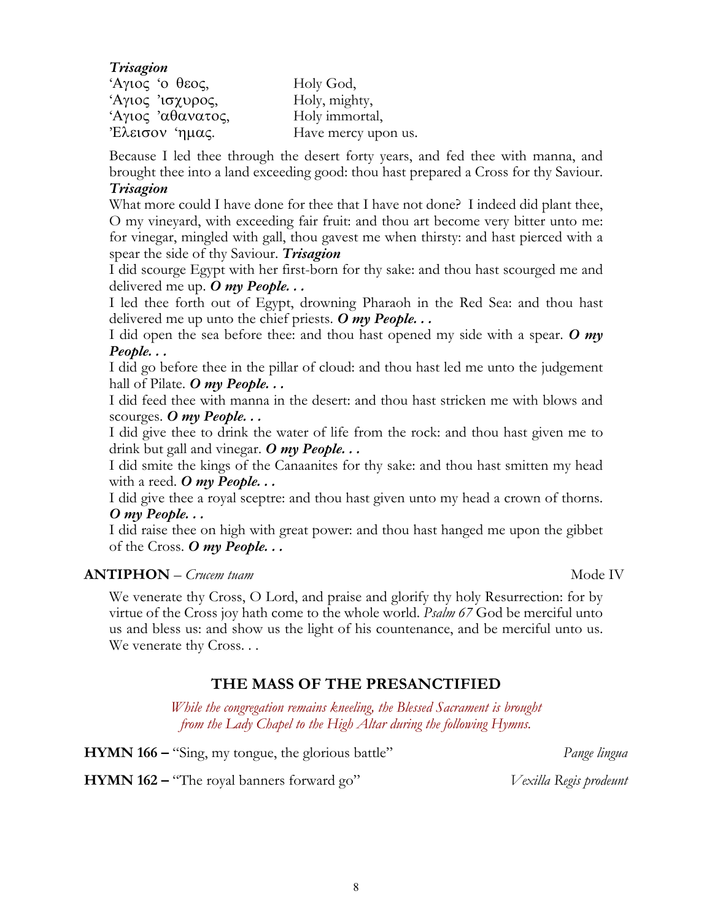***Trisagion***

| | |
|---|---|
| ‘Αγιος ‘ο θεος, | Holy God, |
| ‘Αγιος ’ισχυρος, | Holy, mighty, |
| ‘Αγιος ’αθανατος, | Holy immortal, |
| ’Ελεισον ‘ημας. | Have mercy upon us. |

Because I led thee through the desert forty years, and fed thee with manna, and brought thee into a land exceeding good: thou hast prepared a Cross for thy Saviour. ***Trisagion***

What more could I have done for thee that I have not done? I indeed did plant thee, O my vineyard, with exceeding fair fruit: and thou art become very bitter unto me: for vinegar, mingled with gall, thou gavest me when thirsty: and hast pierced with a spear the side of thy Saviour. ***Trisagion***

I did scourge Egypt with her first-born for thy sake: and thou hast scourged me and delivered me up. ***O my People. . .***

I led thee forth out of Egypt, drowning Pharaoh in the Red Sea: and thou hast delivered me up unto the chief priests. ***O my People. . .***

I did open the sea before thee: and thou hast opened my side with a spear. ***O my People. . .***

I did go before thee in the pillar of cloud: and thou hast led me unto the judgement hall of Pilate. ***O my People. . .***

I did feed thee with manna in the desert: and thou hast stricken me with blows and scourges. ***O my People. . .***

I did give thee to drink the water of life from the rock: and thou hast given me to drink but gall and vinegar. ***O my People. . .***

I did smite the kings of the Canaanites for thy sake: and thou hast smitten my head with a reed. ***O my People. . .***

I did give thee a royal sceptre: and thou hast given unto my head a crown of thorns. ***O my People. . .***

I did raise thee on high with great power: and thou hast hanged me upon the gibbet of the Cross. ***O my People. . .***

**ANTIPHON** – *Crucem tuam* Mode IV

We venerate thy Cross, O Lord, and praise and glorify thy holy Resurrection: for by virtue of the Cross joy hath come to the whole world. *Psalm 67* God be merciful unto us and bless us: and show us the light of his countenance, and be merciful unto us. We venerate thy Cross. . .

## THE MASS OF THE PRESANCTIFIED

*While the congregation remains kneeling, the Blessed Sacrament is brought from the Lady Chapel to the High Altar during the following Hymns.*

**HYMN 166 –** “Sing, my tongue, the glorious battle” *Pange lingua*

**HYMN 162 –** “The royal banners forward go” *Vexilla Regis prodeunt*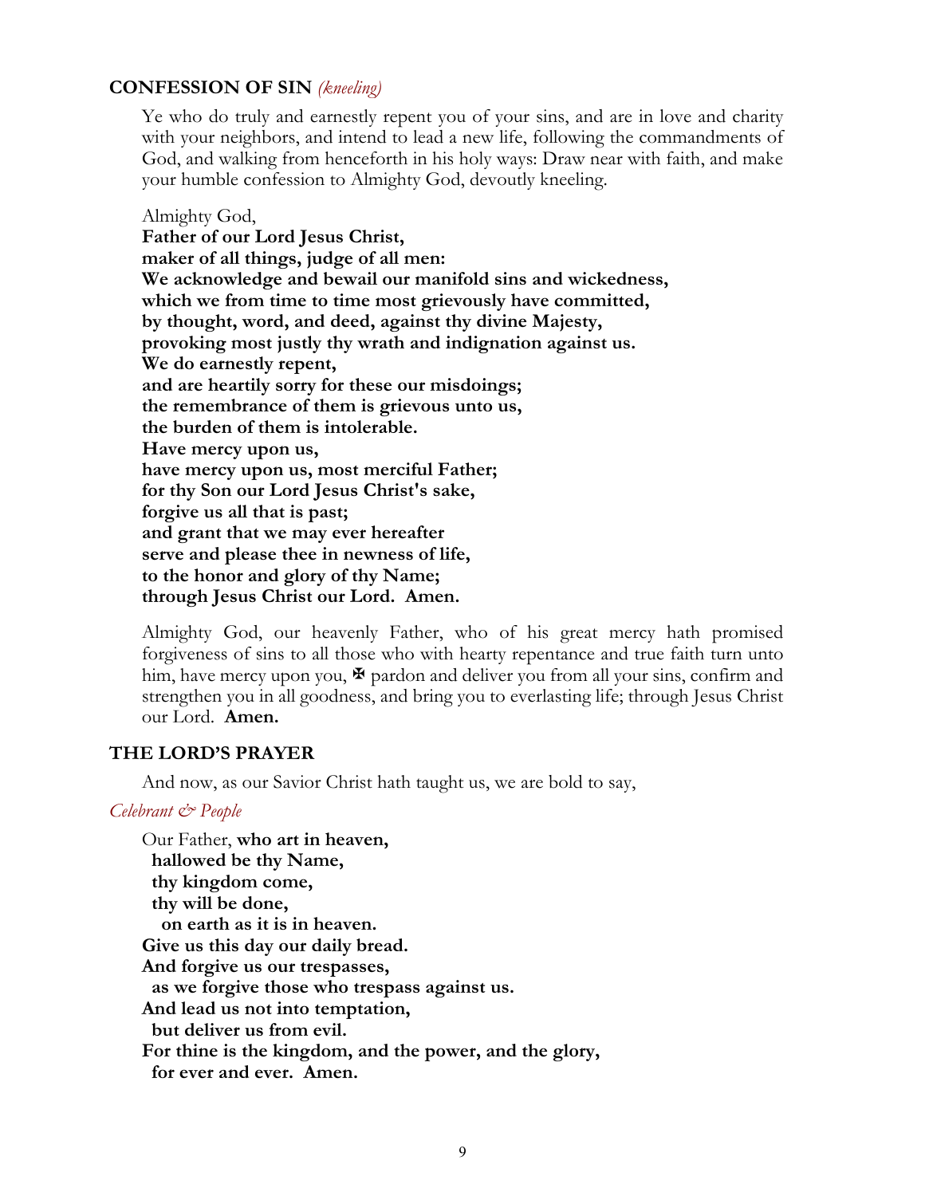## CONFESSION OF SIN *(kneeling)*

Ye who do truly and earnestly repent you of your sins, and are in love and charity with your neighbors, and intend to lead a new life, following the commandments of God, and walking from henceforth in his holy ways: Draw near with faith, and make your humble confession to Almighty God, devoutly kneeling.

Almighty God,
**Father of our Lord Jesus Christ,**
**maker of all things, judge of all men:**
**We acknowledge and bewail our manifold sins and wickedness,**
**which we from time to time most grievously have committed,**
**by thought, word, and deed, against thy divine Majesty,**
**provoking most justly thy wrath and indignation against us.**
**We do earnestly repent,**
**and are heartily sorry for these our misdoings;**
**the remembrance of them is grievous unto us,**
**the burden of them is intolerable.**
**Have mercy upon us,**
**have mercy upon us, most merciful Father;**
**for thy Son our Lord Jesus Christ's sake,**
**forgive us all that is past;**
**and grant that we may ever hereafter**
**serve and please thee in newness of life,**
**to the honor and glory of thy Name;**
**through Jesus Christ our Lord. Amen.**

Almighty God, our heavenly Father, who of his great mercy hath promised forgiveness of sins to all those who with hearty repentance and true faith turn unto him, have mercy upon you, ✠ pardon and deliver you from all your sins, confirm and strengthen you in all goodness, and bring you to everlasting life; through Jesus Christ our Lord. **Amen.**

## THE LORD'S PRAYER

And now, as our Savior Christ hath taught us, we are bold to say,

*Celebrant & People*

Our Father, **who art in heaven,**
**hallowed be thy Name,**
**thy kingdom come,**
**thy will be done,**
**on earth as it is in heaven.**
**Give us this day our daily bread.**
**And forgive us our trespasses,**
**as we forgive those who trespass against us.**
**And lead us not into temptation,**
**but deliver us from evil.**
**For thine is the kingdom, and the power, and the glory,**
**for ever and ever. Amen.**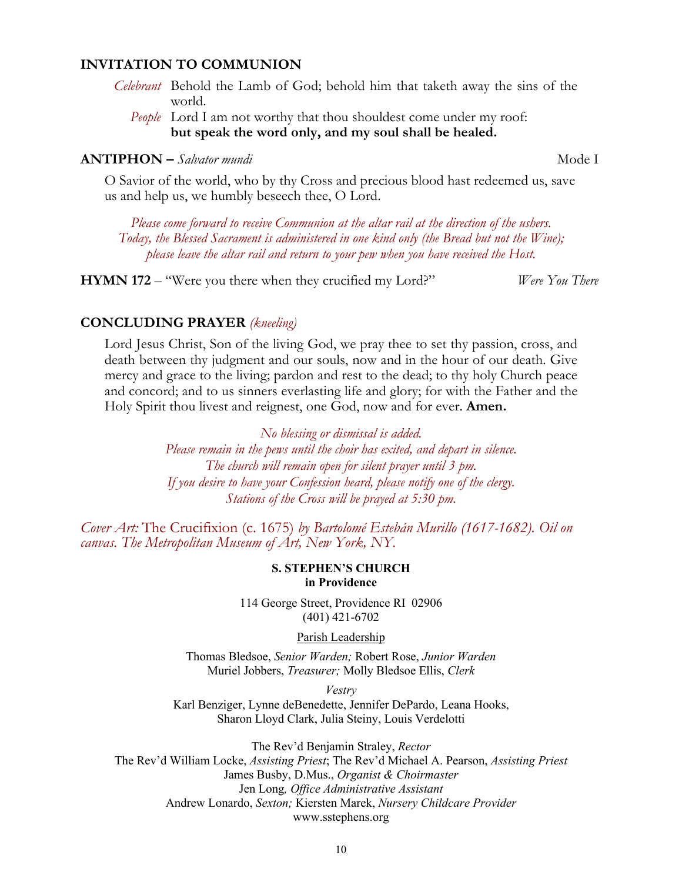## INVITATION TO COMMUNION

*Celebrant* Behold the Lamb of God; behold him that taketh away the sins of the world.

*People* Lord I am not worthy that thou shouldest come under my roof: **but speak the word only, and my soul shall be healed.**

## ANTIPHON – *Salvator mundi* Mode I

O Savior of the world, who by thy Cross and precious blood hast redeemed us, save us and help us, we humbly beseech thee, O Lord.

*Please come forward to receive Communion at the altar rail at the direction of the ushers. Today, the Blessed Sacrament is administered in one kind only (the Bread but not the Wine); please leave the altar rail and return to your pew when you have received the Host.*

**HYMN 172** – "Were you there when they crucified my Lord?" *Were You There*

## CONCLUDING PRAYER *(kneeling)*

Lord Jesus Christ, Son of the living God, we pray thee to set thy passion, cross, and death between thy judgment and our souls, now and in the hour of our death. Give mercy and grace to the living; pardon and rest to the dead; to thy holy Church peace and concord; and to us sinners everlasting life and glory; for with the Father and the Holy Spirit thou livest and reignest, one God, now and for ever. **Amen.**

*No blessing or dismissal is added.*
*Please remain in the pews until the choir has exited, and depart in silence.*
*The church will remain open for silent prayer until 3 pm.*
*If you desire to have your Confession heard, please notify one of the clergy.*
*Stations of the Cross will be prayed at 5:30 pm.*

*Cover Art:* The Crucifixion (c. 1675) *by Bartolomé Estebán Murillo (1617-1682). Oil on canvas. The Metropolitan Museum of Art, New York, NY.*

**S. STEPHEN'S CHURCH**
**in Providence**

114 George Street, Providence RI 02906
(401) 421-6702

Parish Leadership

Thomas Bledsoe, *Senior Warden;* Robert Rose, *Junior Warden*
Muriel Jobbers, *Treasurer;* Molly Bledsoe Ellis, *Clerk*

*Vestry*
Karl Benziger, Lynne deBenedette, Jennifer DePardo, Leana Hooks, Sharon Lloyd Clark, Julia Steiny, Louis Verdelotti

The Rev'd Benjamin Straley, *Rector*
The Rev'd William Locke, *Assisting Priest*; The Rev'd Michael A. Pearson, *Assisting Priest*
James Busby, D.Mus., *Organist & Choirmaster*
Jen Long*, Office Administrative Assistant*
Andrew Lonardo, *Sexton;* Kiersten Marek, *Nursery Childcare Provider*
www.sstephens.org